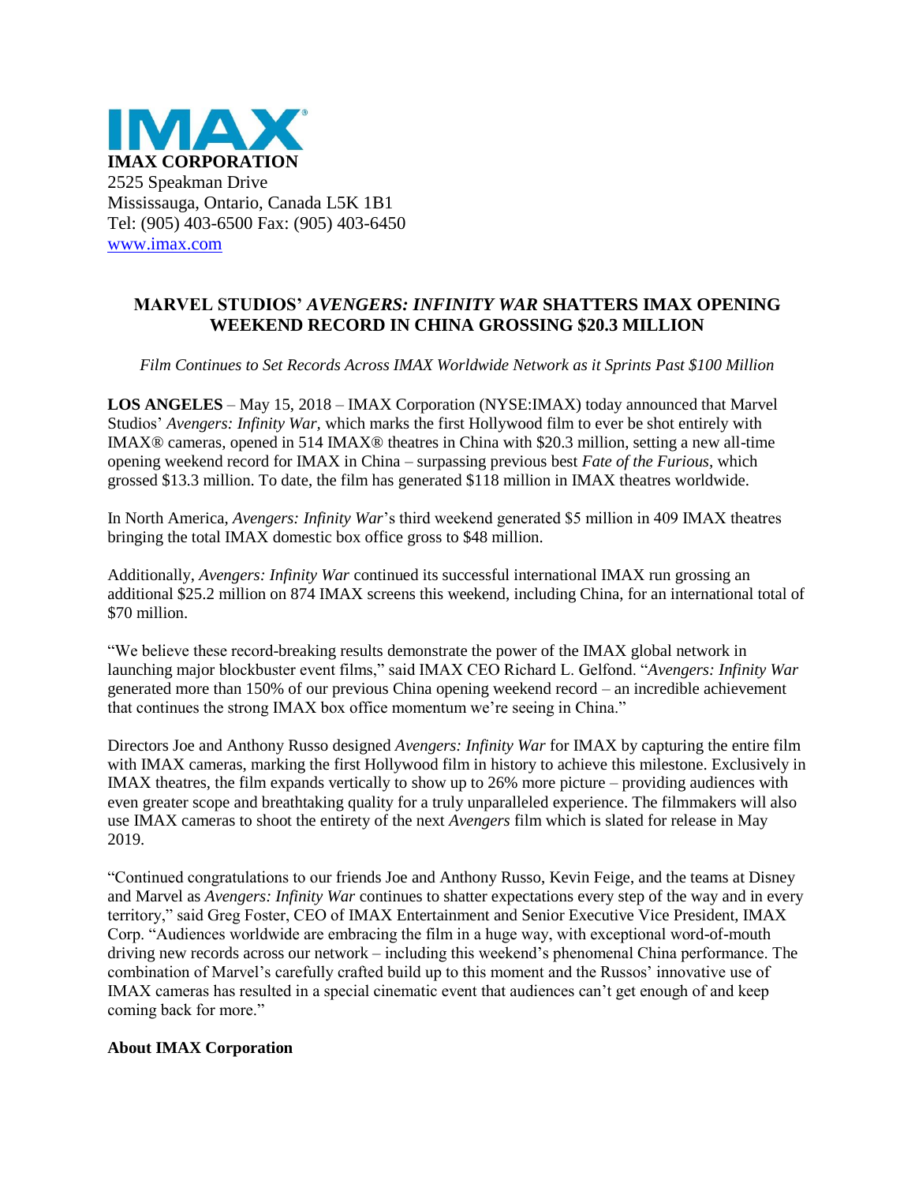IMAX

**IMAX CORPORATION**
2525 Speakman Drive
Mississauga, Ontario, Canada L5K 1B1
Tel: (905) 403-6500 Fax: (905) 403-6450
www.imax.com

## MARVEL STUDIOS' *AVENGERS: INFINITY WAR* SHATTERS IMAX OPENING WEEKEND RECORD IN CHINA GROSSING $20.3 MILLION

*Film Continues to Set Records Across IMAX Worldwide Network as it Sprints Past $100 Million*

**LOS ANGELES** – May 15, 2018 – IMAX Corporation (NYSE:IMAX) today announced that Marvel Studios' *Avengers: Infinity War*, which marks the first Hollywood film to ever be shot entirely with IMAX® cameras, opened in 514 IMAX® theatres in China with $20.3 million, setting a new all-time opening weekend record for IMAX in China – surpassing previous best *Fate of the Furious*, which grossed $13.3 million. To date, the film has generated $118 million in IMAX theatres worldwide.

In North America, *Avengers: Infinity War*'s third weekend generated $5 million in 409 IMAX theatres bringing the total IMAX domestic box office gross to $48 million.

Additionally, *Avengers: Infinity War* continued its successful international IMAX run grossing an additional $25.2 million on 874 IMAX screens this weekend, including China, for an international total of $70 million.

"We believe these record-breaking results demonstrate the power of the IMAX global network in launching major blockbuster event films," said IMAX CEO Richard L. Gelfond. "*Avengers: Infinity War* generated more than 150% of our previous China opening weekend record – an incredible achievement that continues the strong IMAX box office momentum we're seeing in China."

Directors Joe and Anthony Russo designed *Avengers: Infinity War* for IMAX by capturing the entire film with IMAX cameras, marking the first Hollywood film in history to achieve this milestone. Exclusively in IMAX theatres, the film expands vertically to show up to 26% more picture – providing audiences with even greater scope and breathtaking quality for a truly unparalleled experience. The filmmakers will also use IMAX cameras to shoot the entirety of the next *Avengers* film which is slated for release in May 2019.

"Continued congratulations to our friends Joe and Anthony Russo, Kevin Feige, and the teams at Disney and Marvel as *Avengers: Infinity War* continues to shatter expectations every step of the way and in every territory," said Greg Foster, CEO of IMAX Entertainment and Senior Executive Vice President, IMAX Corp. "Audiences worldwide are embracing the film in a huge way, with exceptional word-of-mouth driving new records across our network – including this weekend's phenomenal China performance. The combination of Marvel's carefully crafted build up to this moment and the Russos' innovative use of IMAX cameras has resulted in a special cinematic event that audiences can't get enough of and keep coming back for more."

**About IMAX Corporation**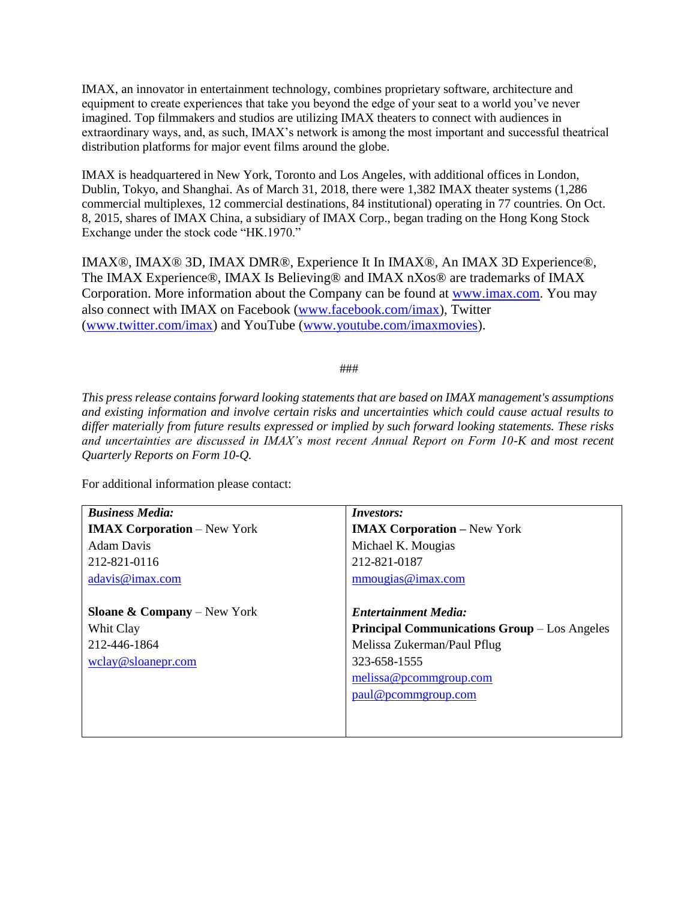IMAX, an innovator in entertainment technology, combines proprietary software, architecture and equipment to create experiences that take you beyond the edge of your seat to a world you've never imagined. Top filmmakers and studios are utilizing IMAX theaters to connect with audiences in extraordinary ways, and, as such, IMAX's network is among the most important and successful theatrical distribution platforms for major event films around the globe.

IMAX is headquartered in New York, Toronto and Los Angeles, with additional offices in London, Dublin, Tokyo, and Shanghai. As of March 31, 2018, there were 1,382 IMAX theater systems (1,286 commercial multiplexes, 12 commercial destinations, 84 institutional) operating in 77 countries. On Oct. 8, 2015, shares of IMAX China, a subsidiary of IMAX Corp., began trading on the Hong Kong Stock Exchange under the stock code "HK.1970."

IMAX®, IMAX® 3D, IMAX DMR®, Experience It In IMAX®, An IMAX 3D Experience®, The IMAX Experience®, IMAX Is Believing® and IMAX nXos® are trademarks of IMAX Corporation. More information about the Company can be found at www.imax.com. You may also connect with IMAX on Facebook (www.facebook.com/imax), Twitter (www.twitter.com/imax) and YouTube (www.youtube.com/imaxmovies).

###

*This press release contains forward looking statements that are based on IMAX management's assumptions and existing information and involve certain risks and uncertainties which could cause actual results to differ materially from future results expressed or implied by such forward looking statements. These risks and uncertainties are discussed in IMAX's most recent Annual Report on Form 10-K and most recent Quarterly Reports on Form 10-Q.*

For additional information please contact:

| | |
|---|---|
| ***Business Media:***<br>**IMAX Corporation** – New York<br>Adam Davis<br>212-821-0116<br>adavis@imax.com<br><br>**Sloane & Company** – New York<br>Whit Clay<br>212-446-1864<br>wclay@sloanepr.com | ***Investors:***<br>**IMAX Corporation –** New York<br>Michael K. Mougias<br>212-821-0187<br>mmougias@imax.com<br><br>***Entertainment Media:***<br>**Principal Communications Group** – Los Angeles<br>Melissa Zukerman/Paul Pflug<br>323-658-1555<br>melissa@pcommgroup.com<br>paul@pcommgroup.com |